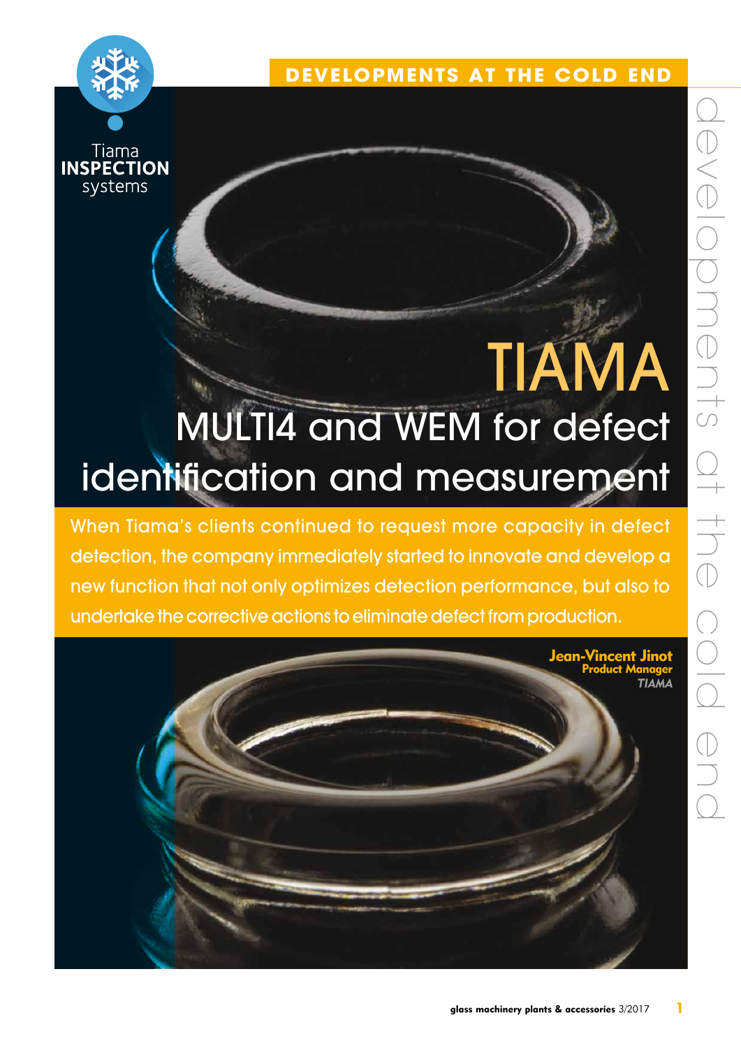DEVELOPMENTS AT THE COLD END

Tiama **INSPECTION** systems

# TIAMA
## MULTI4 and WEM for defect identification and measurement

When Tiama's clients continued to request more capacity in defect detection, the company immediately started to innovate and develop a new function that not only optimizes detection performance, but also to undertake the corrective actions to eliminate defect from production.

**Jean-Vincent Jinot**
**Product Manager**
***TIAMA***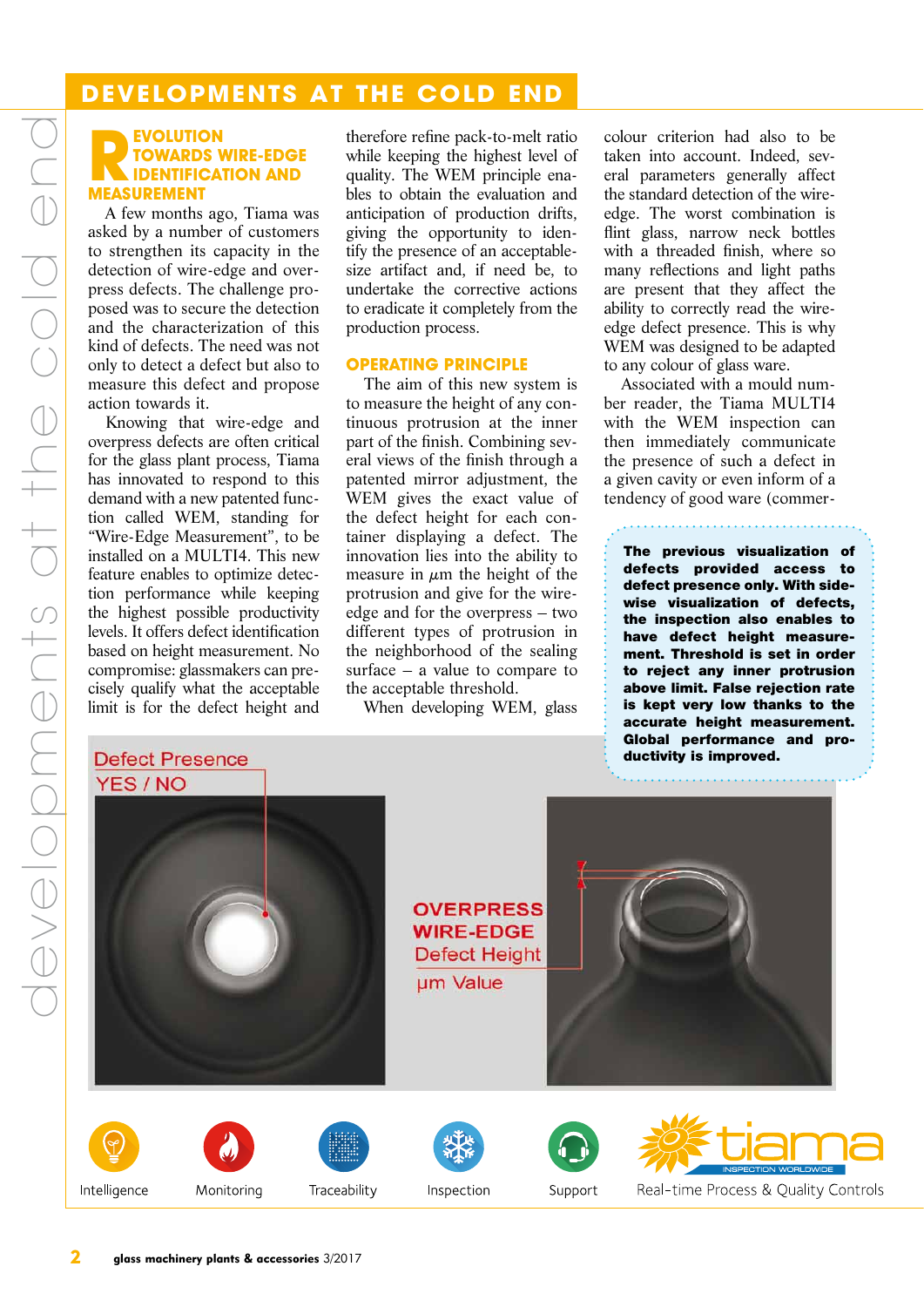## DEVELOPMENTS AT THE COLD END

### REVOLUTION TOWARDS WIRE-EDGE IDENTIFICATION AND MEASUREMENT

A few months ago, Tiama was asked by a number of customers to strengthen its capacity in the detection of wire-edge and overpress defects. The challenge proposed was to secure the detection and the characterization of this kind of defects. The need was not only to detect a defect but also to measure this defect and propose action towards it.

Knowing that wire-edge and overpress defects are often critical for the glass plant process, Tiama has innovated to respond to this demand with a new patented function called WEM, standing for "Wire-Edge Measurement", to be installed on a MULTI4. This new feature enables to optimize detection performance while keeping the highest possible productivity levels. It offers defect identification based on height measurement. No compromise: glassmakers can precisely qualify what the acceptable limit is for the defect height and therefore refine pack-to-melt ratio while keeping the highest level of quality. The WEM principle enables to obtain the evaluation and anticipation of production drifts, giving the opportunity to identify the presence of an acceptable-size artifact and, if need be, to undertake the corrective actions to eradicate it completely from the production process.

### OPERATING PRINCIPLE

The aim of this new system is to measure the height of any continuous protrusion at the inner part of the finish. Combining several views of the finish through a patented mirror adjustment, the WEM gives the exact value of the defect height for each container displaying a defect. The innovation lies into the ability to measure in µm the height of the protrusion and give for the wire-edge and for the overpress – two different types of protrusion in the neighborhood of the sealing surface – a value to compare to the acceptable threshold.

When developing WEM, glass colour criterion had also to be taken into account. Indeed, several parameters generally affect the standard detection of the wire-edge. The worst combination is flint glass, narrow neck bottles with a threaded finish, where so many reflections and light paths are present that they affect the ability to correctly read the wire-edge defect presence. This is why WEM was designed to be adapted to any colour of glass ware.

Associated with a mould number reader, the Tiama MULTI4 with the WEM inspection can then immediately communicate the presence of such a defect in a given cavity or even inform of a tendency of good ware (commer-

**The previous visualization of defects provided access to defect presence only. With sidewise visualization of defects, the inspection also enables to have defect height measurement. Threshold is set in order to reject any inner protrusion above limit. False rejection rate is kept very low thanks to the accurate height measurement. Global performance and productivity is improved.**

Defect Presence YES / NO

OVERPRESS WIRE-EDGE Defect Height µm Value

Intelligence | Monitoring | Traceability | Inspection | Support

tiama INSPECTION WORLDWIDE — Real-time Process & Quality Controls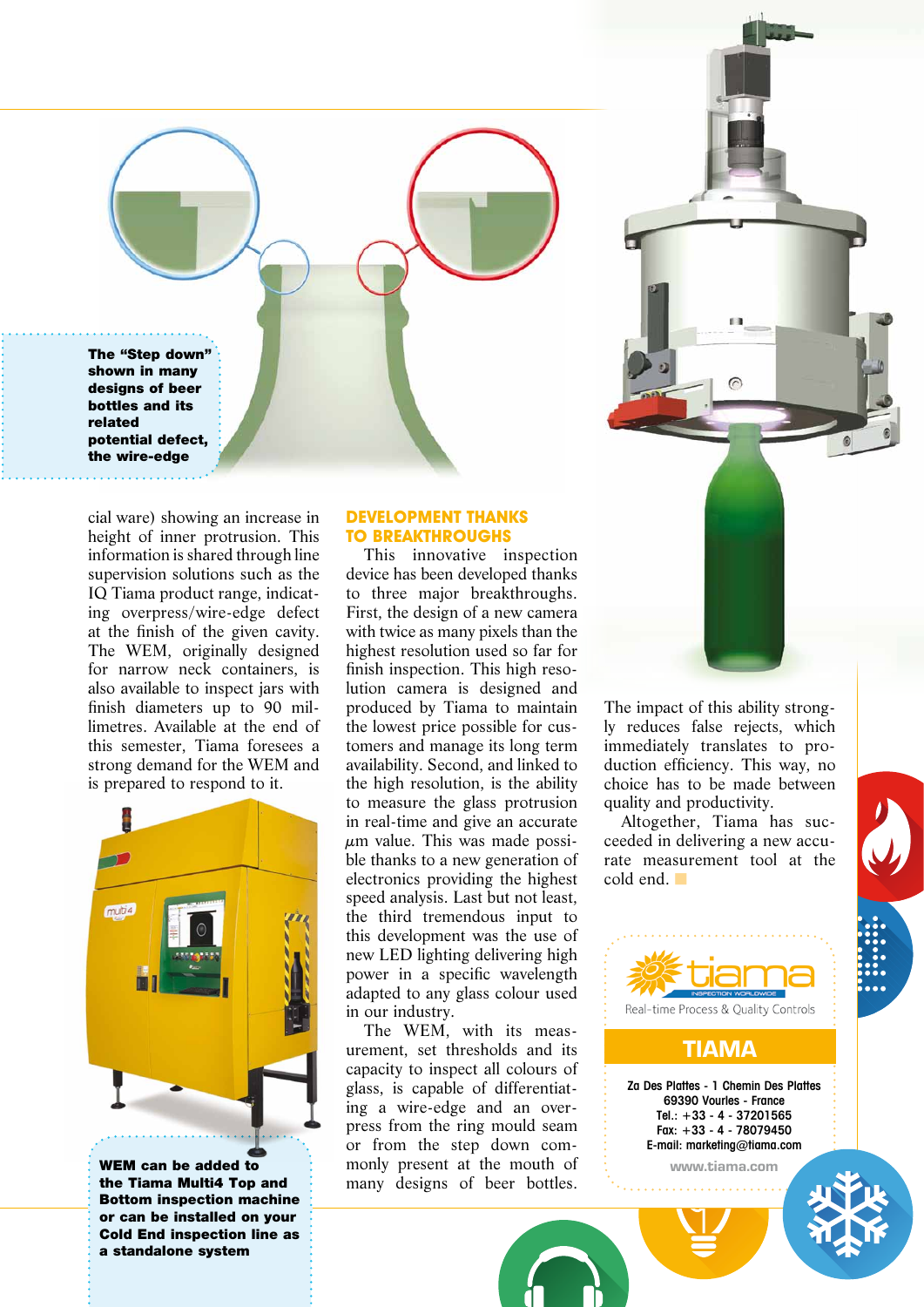The "Step down" shown in many designs of beer bottles and its related potential defect, the wire-edge

cial ware) showing an increase in height of inner protrusion. This information is shared through line supervision solutions such as the IQ Tiama product range, indicating overpress/wire-edge defect at the finish of the given cavity. The WEM, originally designed for narrow neck containers, is also available to inspect jars with finish diameters up to 90 millimetres. Available at the end of this semester, Tiama foresees a strong demand for the WEM and is prepared to respond to it.

WEM can be added to the Tiama Multi4 Top and Bottom inspection machine or can be installed on your Cold End inspection line as a standalone system

## DEVELOPMENT THANKS TO BREAKTHROUGHS

This innovative inspection device has been developed thanks to three major breakthroughs. First, the design of a new camera with twice as many pixels than the highest resolution used so far for finish inspection. This high resolution camera is designed and produced by Tiama to maintain the lowest price possible for customers and manage its long term availability. Second, and linked to the high resolution, is the ability to measure the glass protrusion in real-time and give an accurate µm value. This was made possible thanks to a new generation of electronics providing the highest speed analysis. Last but not least, the third tremendous input to this development was the use of new LED lighting delivering high power in a specific wavelength adapted to any glass colour used in our industry.

The WEM, with its measurement, set thresholds and its capacity to inspect all colours of glass, is capable of differentiating a wire-edge and an overpress from the ring mould seam or from the step down commonly present at the mouth of many designs of beer bottles. The impact of this ability strongly reduces false rejects, which immediately translates to production efficiency. This way, no choice has to be made between quality and productivity.

Altogether, Tiama has succeeded in delivering a new accurate measurement tool at the cold end.

tiama
INSPECTION WORLDWIDE
Real-time Process & Quality Controls

**TIAMA**

Za Des Plattes - 1 Chemin Des Plattes
69390 Vourles - France
Tel.: +33 - 4 - 37201565
Fax: +33 - 4 - 78079450
E-mail: marketing@tiama.com
www.tiama.com